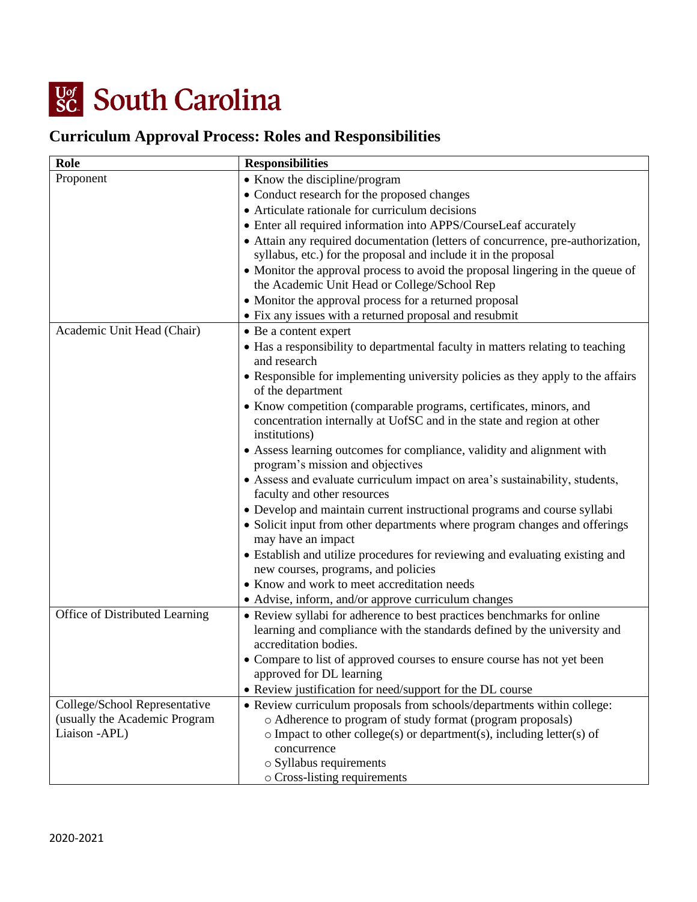# South Carolina

## Curriculum Approval Process: Roles and Responsibilities

| Role | Responsibilities |
|---|---|
| Proponent | • Know the discipline/program<br>• Conduct research for the proposed changes<br>• Articulate rationale for curriculum decisions<br>• Enter all required information into APPS/CourseLeaf accurately<br>• Attain any required documentation (letters of concurrence, pre-authorization, syllabus, etc.) for the proposal and include it in the proposal<br>• Monitor the approval process to avoid the proposal lingering in the queue of the Academic Unit Head or College/School Rep<br>• Monitor the approval process for a returned proposal<br>• Fix any issues with a returned proposal and resubmit |
| Academic Unit Head (Chair) | • Be a content expert<br>• Has a responsibility to departmental faculty in matters relating to teaching and research<br>• Responsible for implementing university policies as they apply to the affairs of the department<br>• Know competition (comparable programs, certificates, minors, and concentration internally at UofSC and in the state and region at other institutions)<br>• Assess learning outcomes for compliance, validity and alignment with program's mission and objectives<br>• Assess and evaluate curriculum impact on area's sustainability, students, faculty and other resources<br>• Develop and maintain current instructional programs and course syllabi<br>• Solicit input from other departments where program changes and offerings may have an impact<br>• Establish and utilize procedures for reviewing and evaluating existing and new courses, programs, and policies<br>• Know and work to meet accreditation needs<br>• Advise, inform, and/or approve curriculum changes |
| Office of Distributed Learning | • Review syllabi for adherence to best practices benchmarks for online learning and compliance with the standards defined by the university and accreditation bodies.<br>• Compare to list of approved courses to ensure course has not yet been approved for DL learning<br>• Review justification for need/support for the DL course |
| College/School Representative (usually the Academic Program Liaison -APL) | • Review curriculum proposals from schools/departments within college:<br>○ Adherence to program of study format (program proposals)<br>○ Impact to other college(s) or department(s), including letter(s) of concurrence<br>○ Syllabus requirements<br>○ Cross-listing requirements |

2020-2021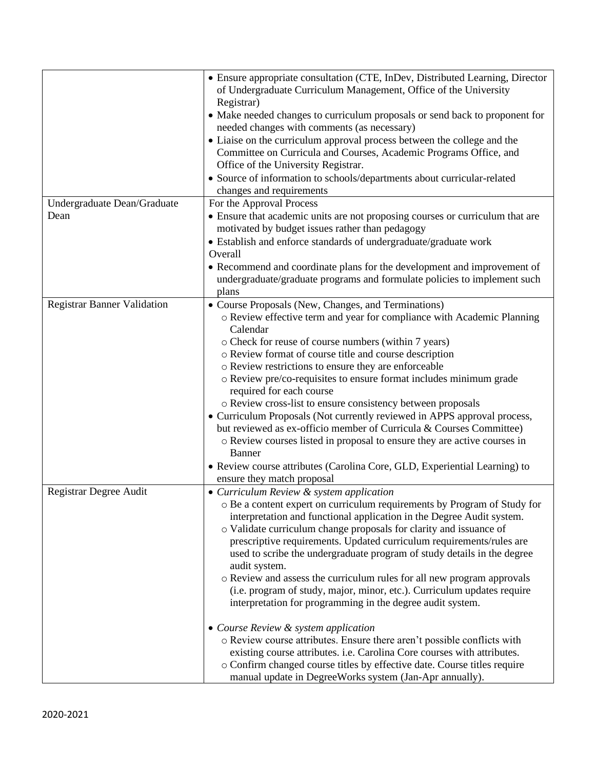| | |
|---|---|
| | • Ensure appropriate consultation (CTE, InDev, Distributed Learning, Director of Undergraduate Curriculum Management, Office of the University Registrar)<br>• Make needed changes to curriculum proposals or send back to proponent for needed changes with comments (as necessary)<br>• Liaise on the curriculum approval process between the college and the Committee on Curricula and Courses, Academic Programs Office, and Office of the University Registrar.<br>• Source of information to schools/departments about curricular-related changes and requirements |
| Undergraduate Dean/Graduate Dean | For the Approval Process<br>• Ensure that academic units are not proposing courses or curriculum that are motivated by budget issues rather than pedagogy<br>• Establish and enforce standards of undergraduate/graduate work<br>Overall<br>• Recommend and coordinate plans for the development and improvement of undergraduate/graduate programs and formulate policies to implement such plans |
| Registrar Banner Validation | • Course Proposals (New, Changes, and Terminations)<br>o Review effective term and year for compliance with Academic Planning Calendar<br>o Check for reuse of course numbers (within 7 years)<br>o Review format of course title and course description<br>o Review restrictions to ensure they are enforceable<br>o Review pre/co-requisites to ensure format includes minimum grade required for each course<br>o Review cross-list to ensure consistency between proposals<br>• Curriculum Proposals (Not currently reviewed in APPS approval process, but reviewed as ex-officio member of Curricula & Courses Committee)<br>o Review courses listed in proposal to ensure they are active courses in Banner<br>• Review course attributes (Carolina Core, GLD, Experiential Learning) to ensure they match proposal |
| Registrar Degree Audit | • *Curriculum Review & system application*<br>o Be a content expert on curriculum requirements by Program of Study for interpretation and functional application in the Degree Audit system.<br>o Validate curriculum change proposals for clarity and issuance of prescriptive requirements. Updated curriculum requirements/rules are used to scribe the undergraduate program of study details in the degree audit system.<br>o Review and assess the curriculum rules for all new program approvals (i.e. program of study, major, minor, etc.). Curriculum updates require interpretation for programming in the degree audit system.<br><br>• *Course Review & system application*<br>o Review course attributes. Ensure there aren't possible conflicts with existing course attributes. i.e. Carolina Core courses with attributes.<br>o Confirm changed course titles by effective date. Course titles require manual update in DegreeWorks system (Jan-Apr annually). |

2020-2021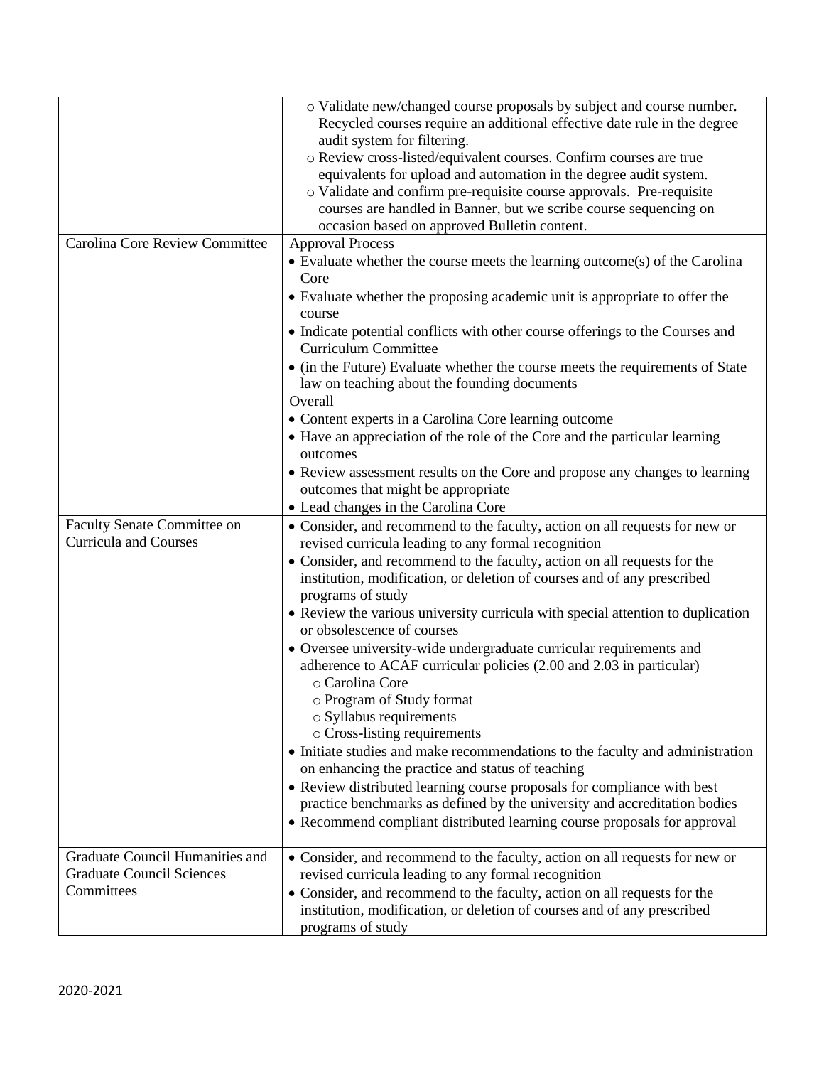| | |
|---|---|
| | ○ Validate new/changed course proposals by subject and course number. Recycled courses require an additional effective date rule in the degree audit system for filtering.<br>○ Review cross-listed/equivalent courses. Confirm courses are true equivalents for upload and automation in the degree audit system.<br>○ Validate and confirm pre-requisite course approvals. Pre-requisite courses are handled in Banner, but we scribe course sequencing on occasion based on approved Bulletin content. |
| Carolina Core Review Committee | Approval Process<br>• Evaluate whether the course meets the learning outcome(s) of the Carolina Core<br>• Evaluate whether the proposing academic unit is appropriate to offer the course<br>• Indicate potential conflicts with other course offerings to the Courses and Curriculum Committee<br>• (in the Future) Evaluate whether the course meets the requirements of State law on teaching about the founding documents<br>Overall<br>• Content experts in a Carolina Core learning outcome<br>• Have an appreciation of the role of the Core and the particular learning outcomes<br>• Review assessment results on the Core and propose any changes to learning outcomes that might be appropriate<br>• Lead changes in the Carolina Core |
| Faculty Senate Committee on Curricula and Courses | • Consider, and recommend to the faculty, action on all requests for new or revised curricula leading to any formal recognition<br>• Consider, and recommend to the faculty, action on all requests for the institution, modification, or deletion of courses and of any prescribed programs of study<br>• Review the various university curricula with special attention to duplication or obsolescence of courses<br>• Oversee university-wide undergraduate curricular requirements and adherence to ACAF curricular policies (2.00 and 2.03 in particular)<br>○ Carolina Core<br>○ Program of Study format<br>○ Syllabus requirements<br>○ Cross-listing requirements<br>• Initiate studies and make recommendations to the faculty and administration on enhancing the practice and status of teaching<br>• Review distributed learning course proposals for compliance with best practice benchmarks as defined by the university and accreditation bodies<br>• Recommend compliant distributed learning course proposals for approval |
| Graduate Council Humanities and Graduate Council Sciences Committees | • Consider, and recommend to the faculty, action on all requests for new or revised curricula leading to any formal recognition<br>• Consider, and recommend to the faculty, action on all requests for the institution, modification, or deletion of courses and of any prescribed programs of study |

2020-2021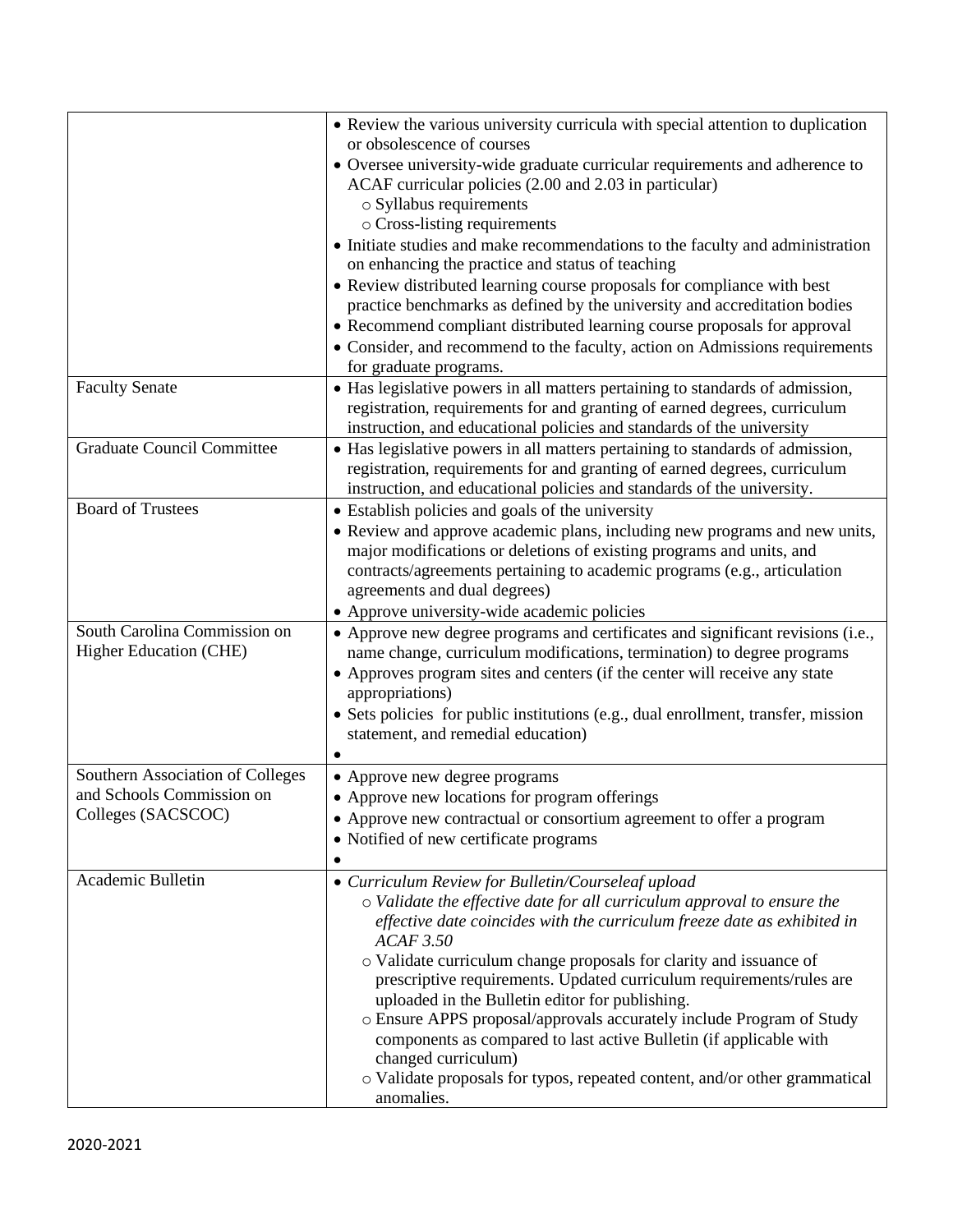| | |
|---|---|
| | • Review the various university curricula with special attention to duplication or obsolescence of courses<br>• Oversee university-wide graduate curricular requirements and adherence to ACAF curricular policies (2.00 and 2.03 in particular)<br>&nbsp;&nbsp;&nbsp;○ Syllabus requirements<br>&nbsp;&nbsp;&nbsp;○ Cross-listing requirements<br>• Initiate studies and make recommendations to the faculty and administration on enhancing the practice and status of teaching<br>• Review distributed learning course proposals for compliance with best practice benchmarks as defined by the university and accreditation bodies<br>• Recommend compliant distributed learning course proposals for approval<br>• Consider, and recommend to the faculty, action on Admissions requirements for graduate programs. |
| Faculty Senate | • Has legislative powers in all matters pertaining to standards of admission, registration, requirements for and granting of earned degrees, curriculum instruction, and educational policies and standards of the university |
| Graduate Council Committee | • Has legislative powers in all matters pertaining to standards of admission, registration, requirements for and granting of earned degrees, curriculum instruction, and educational policies and standards of the university. |
| Board of Trustees | • Establish policies and goals of the university<br>• Review and approve academic plans, including new programs and new units, major modifications or deletions of existing programs and units, and contracts/agreements pertaining to academic programs (e.g., articulation agreements and dual degrees)<br>• Approve university-wide academic policies |
| South Carolina Commission on Higher Education (CHE) | • Approve new degree programs and certificates and significant revisions (i.e., name change, curriculum modifications, termination) to degree programs<br>• Approves program sites and centers (if the center will receive any state appropriations)<br>• Sets policies for public institutions (e.g., dual enrollment, transfer, mission statement, and remedial education)<br>• |
| Southern Association of Colleges and Schools Commission on Colleges (SACSCOC) | • Approve new degree programs<br>• Approve new locations for program offerings<br>• Approve new contractual or consortium agreement to offer a program<br>• Notified of new certificate programs<br>• |
| Academic Bulletin | • *Curriculum Review for Bulletin/Courseleaf upload*<br>&nbsp;&nbsp;&nbsp;○ *Validate the effective date for all curriculum approval to ensure the effective date coincides with the curriculum freeze date as exhibited in ACAF 3.50*<br>&nbsp;&nbsp;&nbsp;○ Validate curriculum change proposals for clarity and issuance of prescriptive requirements. Updated curriculum requirements/rules are uploaded in the Bulletin editor for publishing.<br>&nbsp;&nbsp;&nbsp;○ Ensure APPS proposal/approvals accurately include Program of Study components as compared to last active Bulletin (if applicable with changed curriculum)<br>&nbsp;&nbsp;&nbsp;○ Validate proposals for typos, repeated content, and/or other grammatical anomalies. |

2020-2021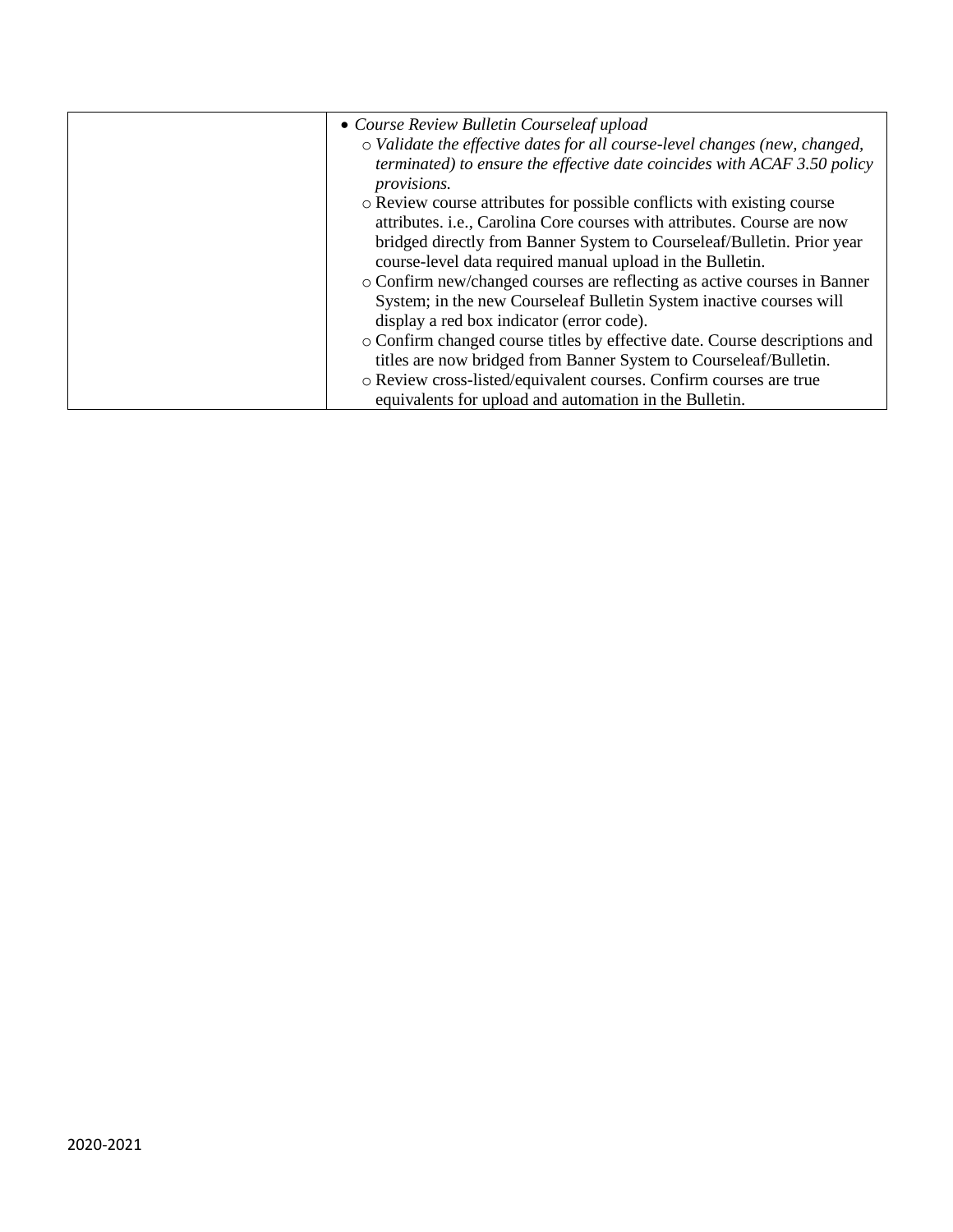| | |
|---|---|
| | • *Course Review Bulletin Courseleaf upload*<br>  ○ *Validate the effective dates for all course-level changes (new, changed, terminated) to ensure the effective date coincides with ACAF 3.50 policy provisions.*<br>  ○ Review course attributes for possible conflicts with existing course attributes. i.e., Carolina Core courses with attributes. Course are now bridged directly from Banner System to Courseleaf/Bulletin. Prior year course-level data required manual upload in the Bulletin.<br>  ○ Confirm new/changed courses are reflecting as active courses in Banner System; in the new Courseleaf Bulletin System inactive courses will display a red box indicator (error code).<br>  ○ Confirm changed course titles by effective date. Course descriptions and titles are now bridged from Banner System to Courseleaf/Bulletin.<br>  ○ Review cross-listed/equivalent courses. Confirm courses are true equivalents for upload and automation in the Bulletin. |